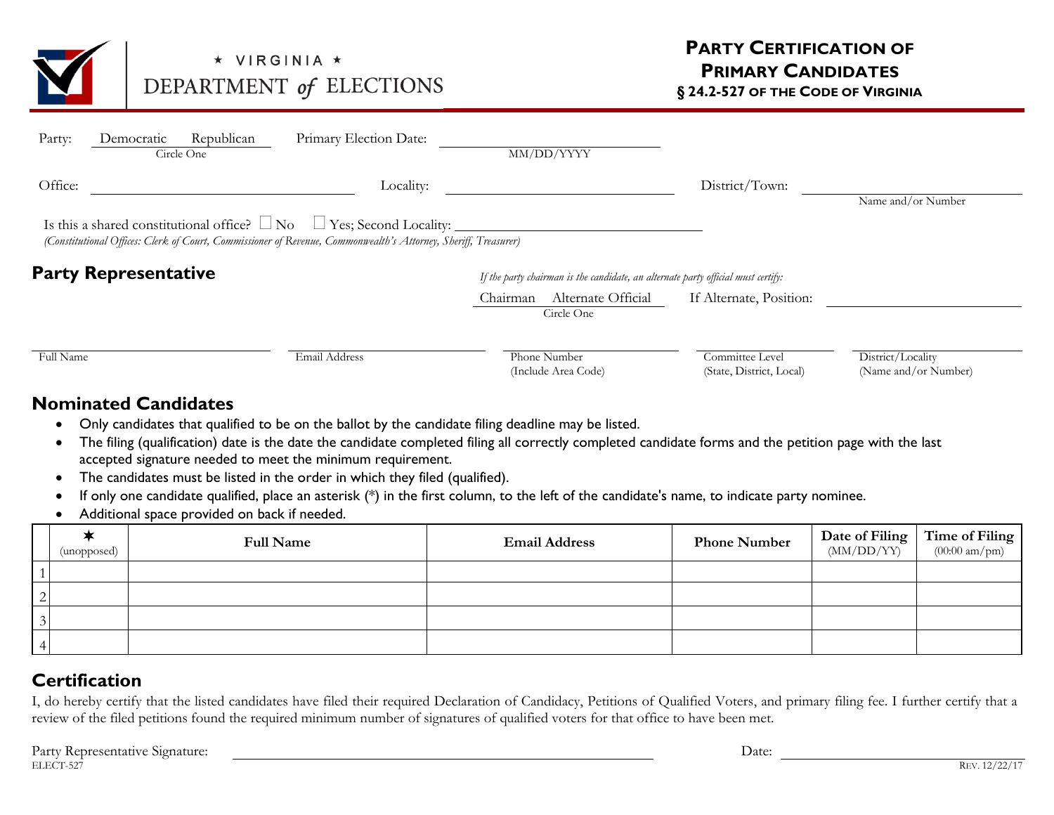★ VIRGINIA ★
DEPARTMENT *of* ELECTIONS

# PARTY CERTIFICATION OF PRIMARY CANDIDATES

**§ 24.2-527 OF THE CODE OF VIRGINIA**

Party: Democratic Republican (Circle One) Primary Election Date: ____________ (MM/DD/YYYY)

Office: ____________ Locality: ____________ District/Town: ____________ (Name and/or Number)

Is this a shared constitutional office? ☐ No ☐ Yes; Second Locality: ____________

*(Constitutional Offices: Clerk of Court, Commissioner of Revenue, Commonwealth's Attorney, Sheriff, Treasurer)*

## Party Representative

*If the party chairman is the candidate, an alternate party official must certify:*

Chairman Alternate Official (Circle One) If Alternate, Position: ____________

| Full Name | Email Address | Phone Number (Include Area Code) | Committee Level (State, District, Local) | District/Locality (Name and/or Number) |
|---|---|---|---|---|
| | | | | |

## Nominated Candidates

- Only candidates that qualified to be on the ballot by the candidate filing deadline may be listed.
- The filing (qualification) date is the date the candidate completed filing all correctly completed candidate forms and the petition page with the last accepted signature needed to meet the minimum requirement.
- The candidates must be listed in the order in which they filed (qualified).
- If only one candidate qualified, place an asterisk (*) in the first column, to the left of the candidate's name, to indicate party nominee.
- Additional space provided on back if needed.

| | ✶ (unopposed) | Full Name | Email Address | Phone Number | Date of Filing (MM/DD/YY) | Time of Filing (00:00 am/pm) |
|---|---|---|---|---|---|---|
| 1 | | | | | | |
| 2 | | | | | | |
| 3 | | | | | | |
| 4 | | | | | | |

## Certification

I, do hereby certify that the listed candidates have filed their required Declaration of Candidacy, Petitions of Qualified Voters, and primary filing fee. I further certify that a review of the filed petitions found the required minimum number of signatures of qualified voters for that office to have been met.

Party Representative Signature: ____________ Date: ____________

ELECT-527 REV. 12/22/17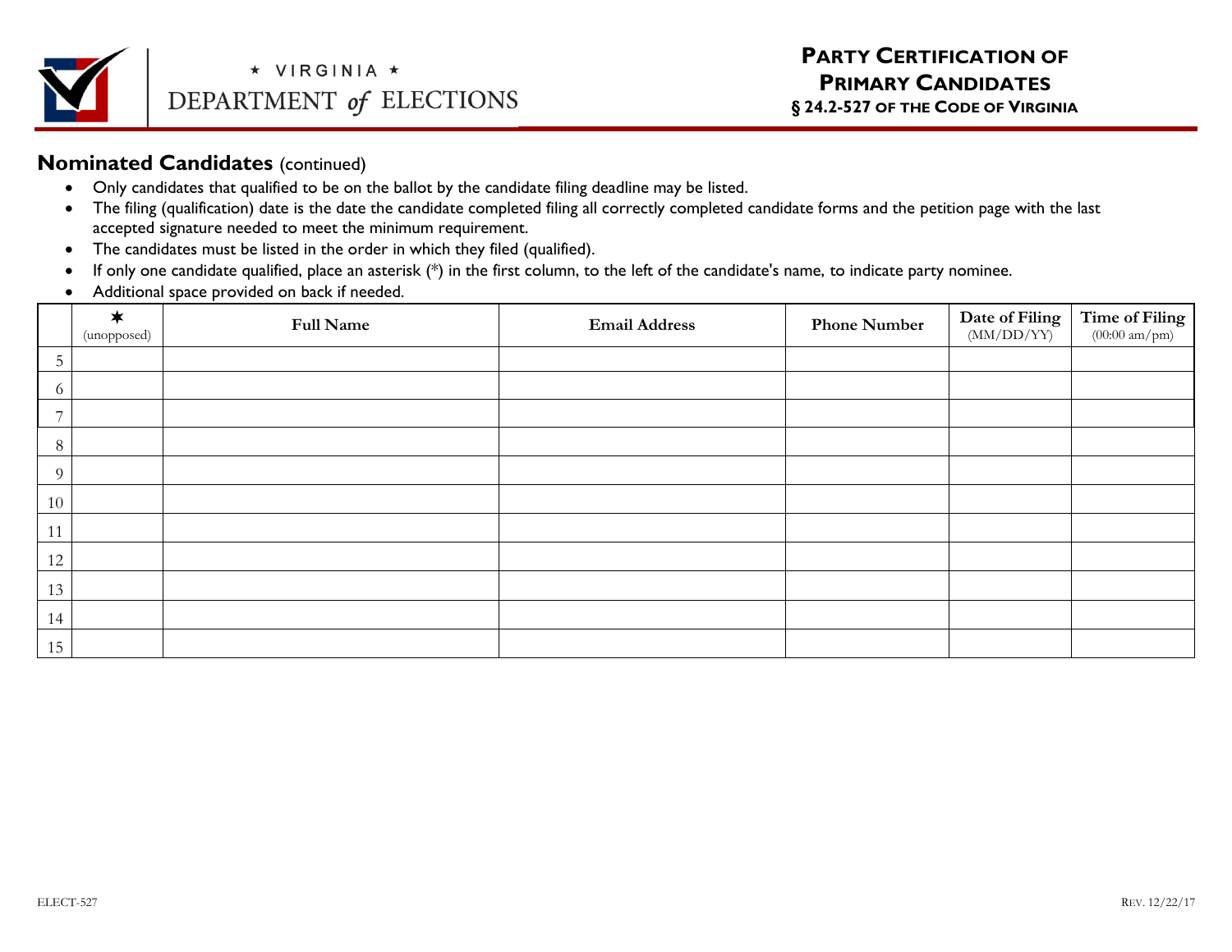## Nominated Candidates (continued)

- Only candidates that qualified to be on the ballot by the candidate filing deadline may be listed.
- The filing (qualification) date is the date the candidate completed filing all correctly completed candidate forms and the petition page with the last accepted signature needed to meet the minimum requirement.
- The candidates must be listed in the order in which they filed (qualified).
- If only one candidate qualified, place an asterisk (*) in the first column, to the left of the candidate's name, to indicate party nominee.
- Additional space provided on back if needed.

| | ✶ (unopposed) | Full Name | Email Address | Phone Number | Date of Filing (MM/DD/YY) | Time of Filing (00:00 am/pm) |
|---|---|---|---|---|---|---|
| 5 | | | | | | |
| 6 | | | | | | |
| 7 | | | | | | |
| 8 | | | | | | |
| 9 | | | | | | |
| 10 | | | | | | |
| 11 | | | | | | |
| 12 | | | | | | |
| 13 | | | | | | |
| 14 | | | | | | |
| 15 | | | | | | |